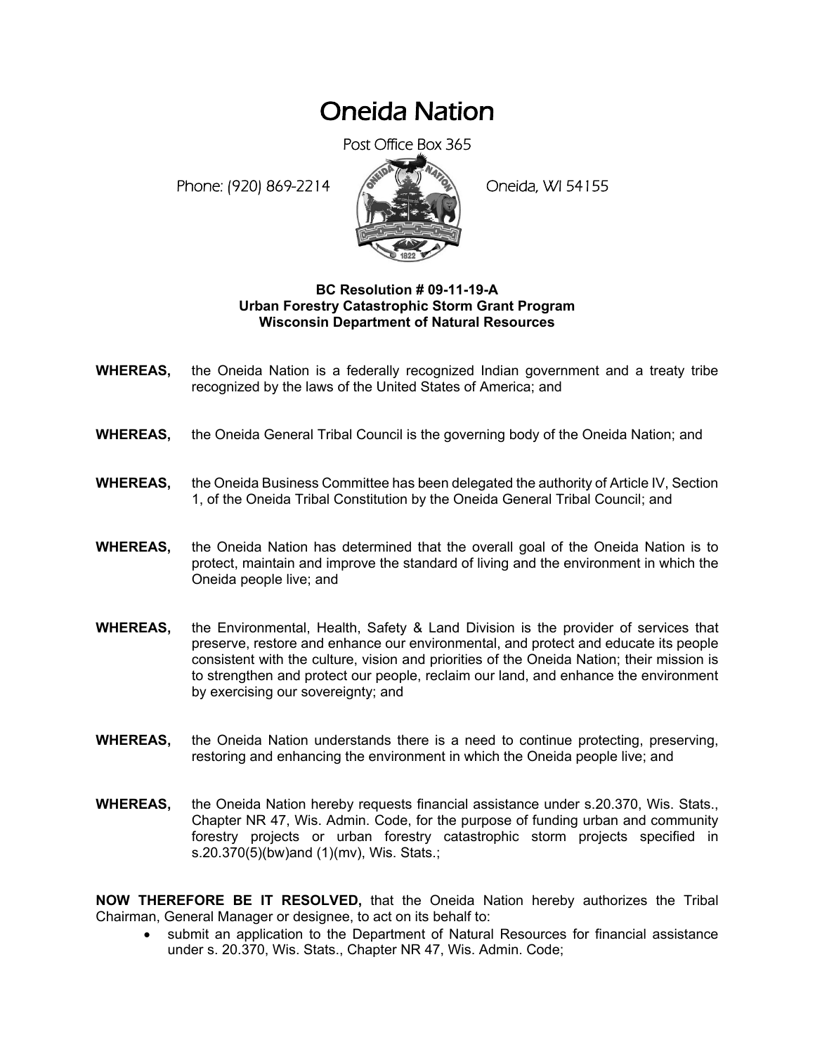# Oneida Nation

Post Office Box 365

Phone: (920) 869-2214 Oneida, WI 54155

**BC Resolution # 09-11-19-A**
**Urban Forestry Catastrophic Storm Grant Program**
**Wisconsin Department of Natural Resources**

**WHEREAS,** the Oneida Nation is a federally recognized Indian government and a treaty tribe recognized by the laws of the United States of America; and

**WHEREAS,** the Oneida General Tribal Council is the governing body of the Oneida Nation; and

**WHEREAS,** the Oneida Business Committee has been delegated the authority of Article IV, Section 1, of the Oneida Tribal Constitution by the Oneida General Tribal Council; and

**WHEREAS,** the Oneida Nation has determined that the overall goal of the Oneida Nation is to protect, maintain and improve the standard of living and the environment in which the Oneida people live; and

**WHEREAS,** the Environmental, Health, Safety & Land Division is the provider of services that preserve, restore and enhance our environmental, and protect and educate its people consistent with the culture, vision and priorities of the Oneida Nation; their mission is to strengthen and protect our people, reclaim our land, and enhance the environment by exercising our sovereignty; and

**WHEREAS,** the Oneida Nation understands there is a need to continue protecting, preserving, restoring and enhancing the environment in which the Oneida people live; and

**WHEREAS,** the Oneida Nation hereby requests financial assistance under s.20.370, Wis. Stats., Chapter NR 47, Wis. Admin. Code, for the purpose of funding urban and community forestry projects or urban forestry catastrophic storm projects specified in s.20.370(5)(bw)and (1)(mv), Wis. Stats.;

**NOW THEREFORE BE IT RESOLVED,** that the Oneida Nation hereby authorizes the Tribal Chairman, General Manager or designee, to act on its behalf to:

- submit an application to the Department of Natural Resources for financial assistance under s. 20.370, Wis. Stats., Chapter NR 47, Wis. Admin. Code;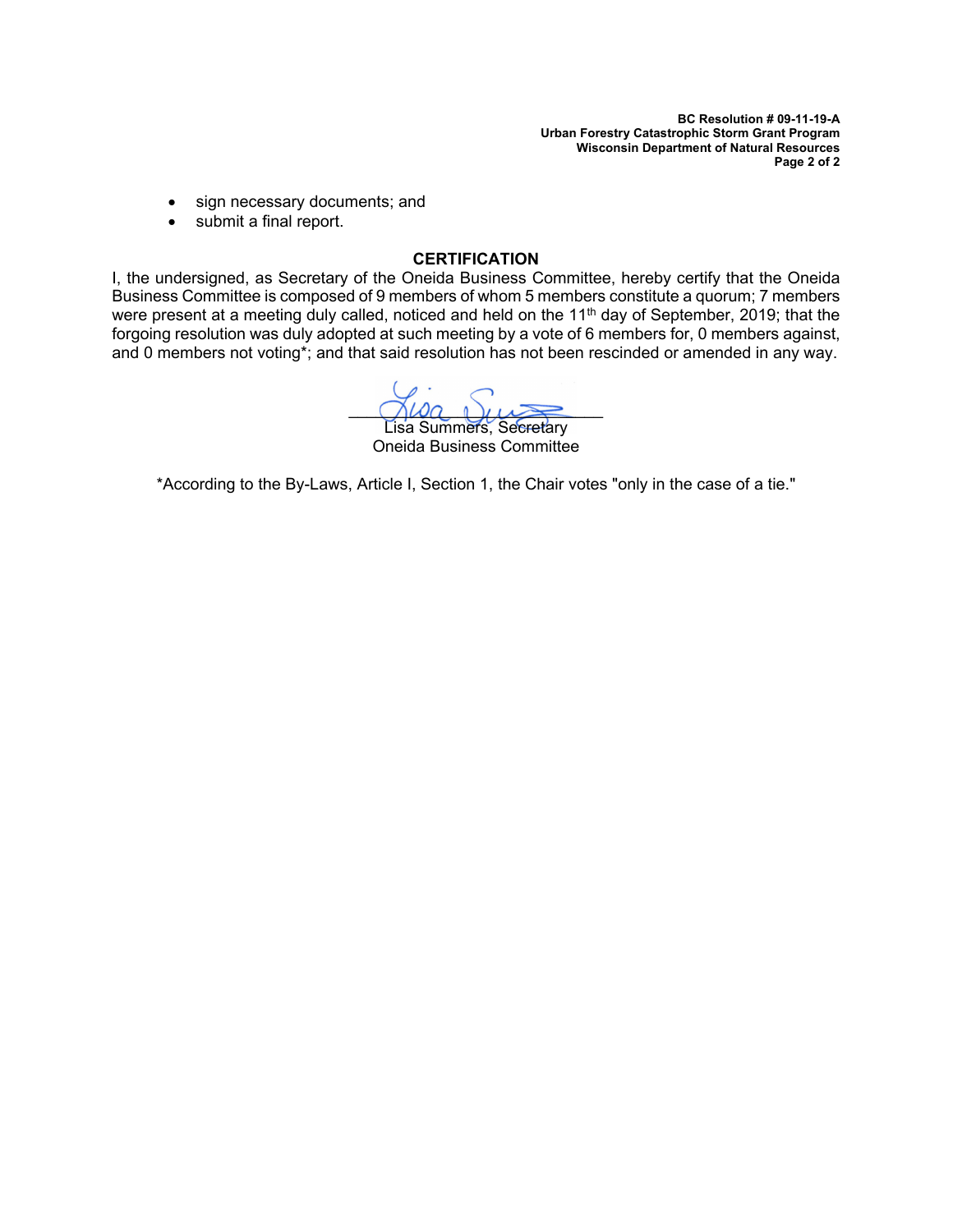- sign necessary documents; and
- submit a final report.

**CERTIFICATION**

I, the undersigned, as Secretary of the Oneida Business Committee, hereby certify that the Oneida Business Committee is composed of 9 members of whom 5 members constitute a quorum; 7 members were present at a meeting duly called, noticed and held on the 11th day of September, 2019; that the forgoing resolution was duly adopted at such meeting by a vote of 6 members for, 0 members against, and 0 members not voting*; and that said resolution has not been rescinded or amended in any way.

Lisa Summers, Secretary
Oneida Business Committee

*According to the By-Laws, Article I, Section 1, the Chair votes "only in the case of a tie."